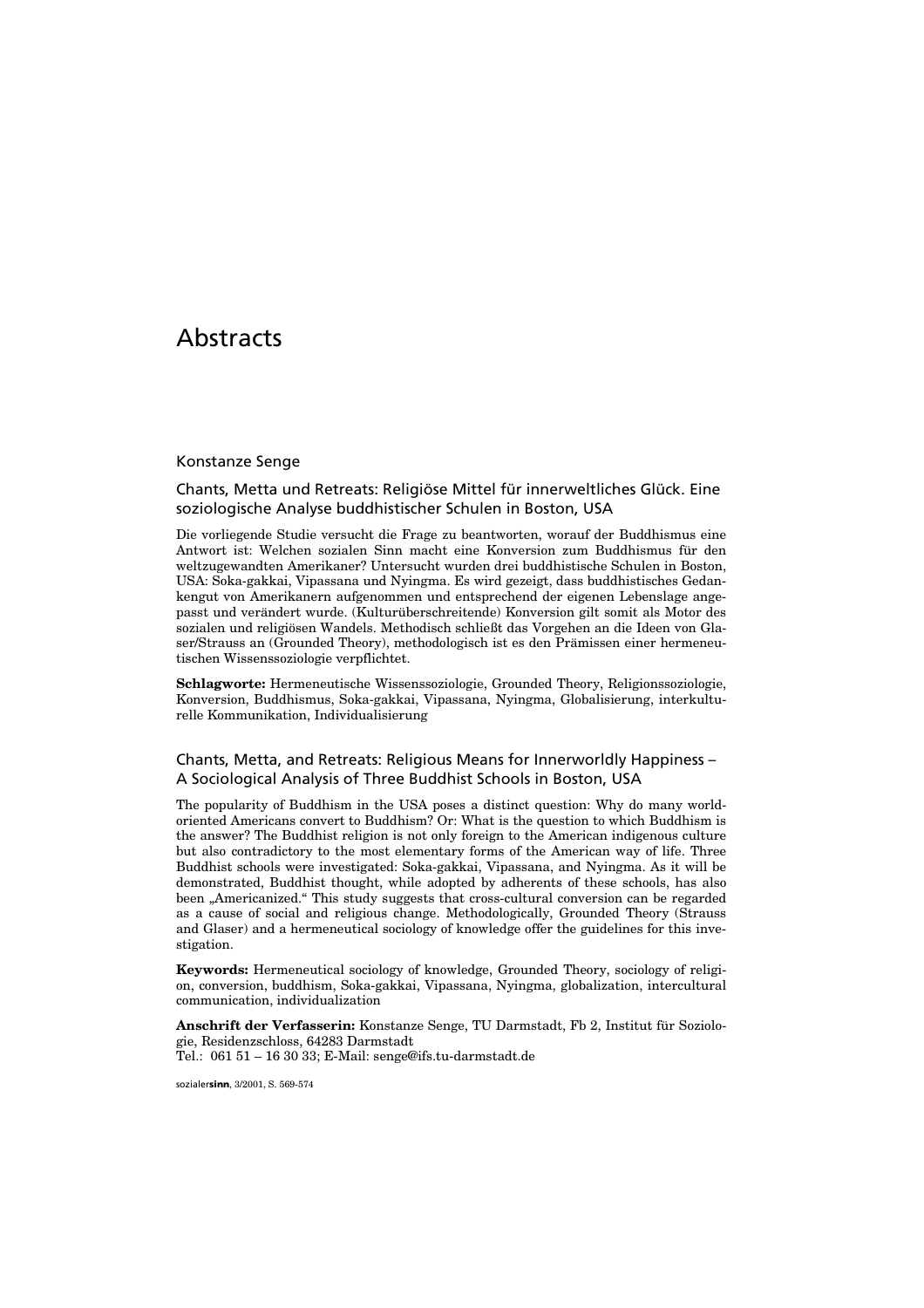# Abstracts

Konstanze Senge

## Chants, Metta und Retreats: Religiöse Mittel für innerweltliches Glück. Eine soziologische Analyse buddhistischer Schulen in Boston, USA

Die vorliegende Studie versucht die Frage zu beantworten, worauf der Buddhismus eine Antwort ist: Welchen sozialen Sinn macht eine Konversion zum Buddhismus für den weltzugewandten Amerikaner? Untersucht wurden drei buddhistische Schulen in Boston, USA: Soka-gakkai, Vipassana und Nyingma. Es wird gezeigt, dass buddhistisches Gedankengut von Amerikanern aufgenommen und entsprechend der eigenen Lebenslage angepasst und verändert wurde. (Kulturüberschreitende) Konversion gilt somit als Motor des sozialen und religiösen Wandels. Methodisch schließt das Vorgehen an die Ideen von Glaser/Strauss an (Grounded Theory), methodologisch ist es den Prämissen einer hermeneutischen Wissenssoziologie verpflichtet.

**Schlagworte:** Hermeneutische Wissenssoziologie, Grounded Theory, Religionssoziologie, Konversion, Buddhismus, Soka-gakkai, Vipassana, Nyingma, Globalisierung, interkulturelle Kommunikation, Individualisierung

## Chants, Metta, and Retreats: Religious Means for Innerworldly Happiness – A Sociological Analysis of Three Buddhist Schools in Boston, USA

The popularity of Buddhism in the USA poses a distinct question: Why do many world-oriented Americans convert to Buddhism? Or: What is the question to which Buddhism is the answer? The Buddhist religion is not only foreign to the American indigenous culture but also contradictory to the most elementary forms of the American way of life. Three Buddhist schools were investigated: Soka-gakkai, Vipassana, and Nyingma. As it will be demonstrated, Buddhist thought, while adopted by adherents of these schools, has also been „Americanized." This study suggests that cross-cultural conversion can be regarded as a cause of social and religious change. Methodologically, Grounded Theory (Strauss and Glaser) and a hermeneutical sociology of knowledge offer the guidelines for this investigation.

**Keywords:** Hermeneutical sociology of knowledge, Grounded Theory, sociology of religion, conversion, buddhism, Soka-gakkai, Vipassana, Nyingma, globalization, intercultural communication, individualization

**Anschrift der Verfasserin:** Konstanze Senge, TU Darmstadt, Fb 2, Institut für Soziologie, Residenzschloss, 64283 Darmstadt
Tel.: 061 51 – 16 30 33; E-Mail: senge@ifs.tu-darmstadt.de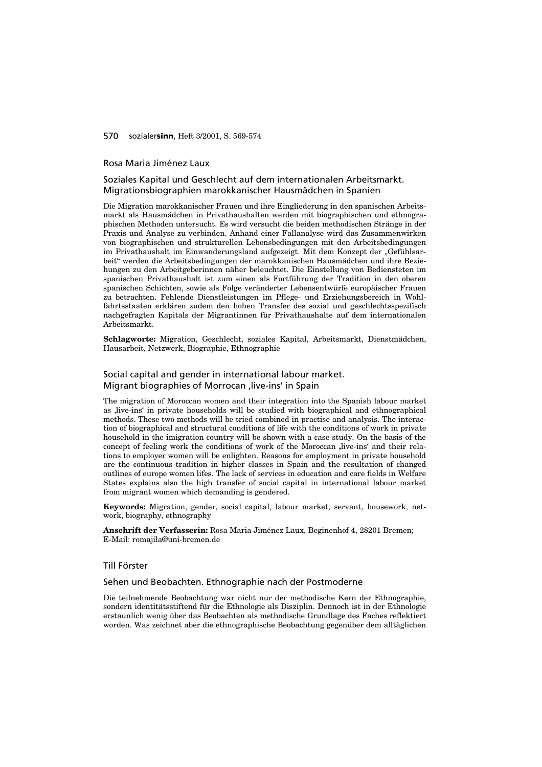## Rosa Maria Jiménez Laux

### Soziales Kapital und Geschlecht auf dem internationalen Arbeitsmarkt. Migrationsbiographien marokkanischer Hausmädchen in Spanien

Die Migration marokkanischer Frauen und ihre Eingliederung in den spanischen Arbeitsmarkt als Hausmädchen in Privathaushalten werden mit biographischen und ethnographischen Methoden untersucht. Es wird versucht die beiden methodischen Stränge in der Praxis und Analyse zu verbinden. Anhand einer Fallanalyse wird das Zusammenwirken von biographischen und strukturellen Lebensbedingungen mit den Arbeitsbedingungen im Privathaushalt im Einwanderungsland aufgezeigt. Mit dem Konzept der „Gefühlsarbeit" werden die Arbeitsbedingungen der marokkanischen Hausmädchen und ihre Beziehungen zu den Arbeitgeberinnen näher beleuchtet. Die Einstellung von Bediensteten im spanischen Privathaushalt ist zum einen als Fortführung der Tradition in den oberen spanischen Schichten, sowie als Folge veränderter Lebensentwürfe europäischer Frauen zu betrachten. Fehlende Dienstleistungen im Pflege- und Erziehungsbereich in Wohlfahrtsstaaten erklären zudem den hohen Transfer des sozial und geschlechtsspezifisch nachgefragten Kapitals der Migrantinnen für Privathaushalte auf dem internationalen Arbeitsmarkt.

**Schlagworte:** Migration, Geschlecht, soziales Kapital, Arbeitsmarkt, Dienstmädchen, Hausarbeit, Netzwerk, Biographie, Ethnographie

### Social capital and gender in international labour market. Migrant biographies of Morrocan ‚live-ins' in Spain

The migration of Moroccan women and their integration into the Spanish labour market as ‚live-ins' in private households will be studied with biographical and ethnographical methods. These two methods will be tried combined in practise and analysis. The interaction of biographical and structural conditions of life with the conditions of work in private household in the imigration country will be shown with a case study. On the basis of the concept of feeling work the conditions of work of the Moroccan ‚live-ins' and their relations to employer women will be enlighten. Reasons for employment in private household are the continuous tradition in higher classes in Spain and the resultation of changed outlines of europe women lifes. The lack of services in education and care fields in Welfare States explains also the high transfer of social capital in international labour market from migrant women which demanding is gendered.

**Keywords:** Migration, gender, social capital, labour market, servant, housework, network, biography, ethnography

**Anschrift der Verfasserin:** Rosa Maria Jiménez Laux, Beginenhof 4, 28201 Bremen; E-Mail: romajila@uni-bremen.de

## Till Förster

### Sehen und Beobachten. Ethnographie nach der Postmoderne

Die teilnehmende Beobachtung war nicht nur der methodische Kern der Ethnographie, sondern identitätsstiftend für die Ethnologie als Disziplin. Dennoch ist in der Ethnologie erstaunlich wenig über das Beobachten als methodische Grundlage des Faches reflektiert worden. Was zeichnet aber die ethnographische Beobachtung gegenüber dem alltäglichen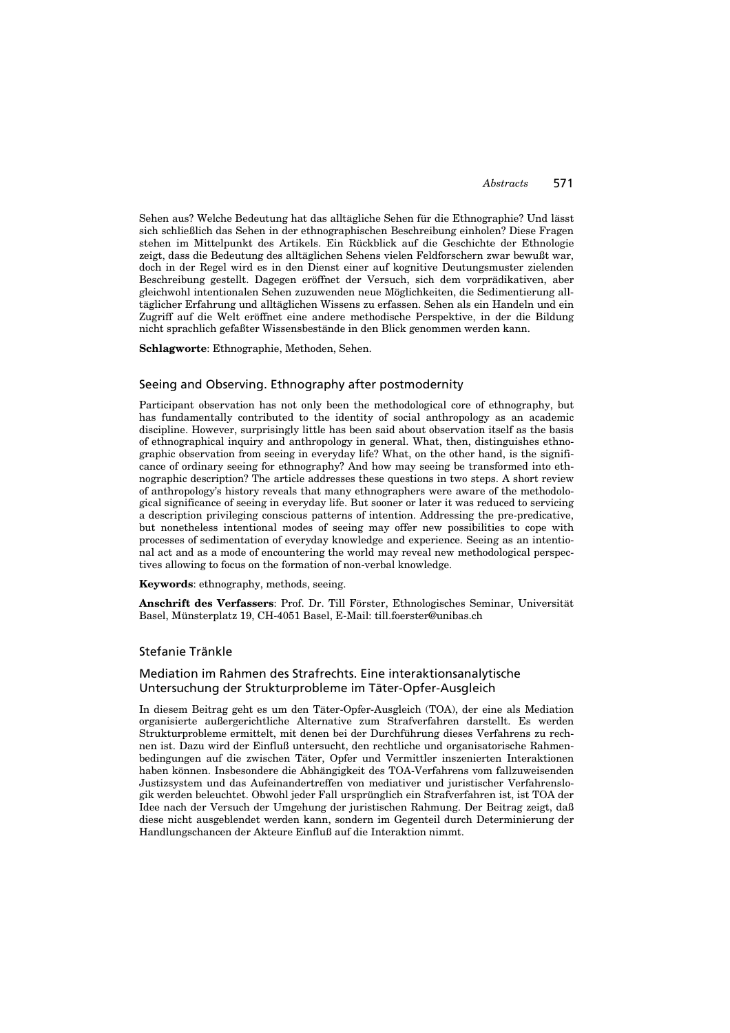Sehen aus? Welche Bedeutung hat das alltägliche Sehen für die Ethnographie? Und lässt sich schließlich das Sehen in der ethnographischen Beschreibung einholen? Diese Fragen stehen im Mittelpunkt des Artikels. Ein Rückblick auf die Geschichte der Ethnologie zeigt, dass die Bedeutung des alltäglichen Sehens vielen Feldforschern zwar bewußt war, doch in der Regel wird es in den Dienst einer auf kognitive Deutungsmuster zielenden Beschreibung gestellt. Dagegen eröffnet der Versuch, sich dem vorprädikativen, aber gleichwohl intentionalen Sehen zuzuwenden neue Möglichkeiten, die Sedimentierung alltäglicher Erfahrung und alltäglichen Wissens zu erfassen. Sehen als ein Handeln und ein Zugriff auf die Welt eröffnet eine andere methodische Perspektive, in der die Bildung nicht sprachlich gefaßter Wissensbestände in den Blick genommen werden kann.

**Schlagworte**: Ethnographie, Methoden, Sehen.

## Seeing and Observing. Ethnography after postmodernity

Participant observation has not only been the methodological core of ethnography, but has fundamentally contributed to the identity of social anthropology as an academic discipline. However, surprisingly little has been said about observation itself as the basis of ethnographical inquiry and anthropology in general. What, then, distinguishes ethnographic observation from seeing in everyday life? What, on the other hand, is the significance of ordinary seeing for ethnography? And how may seeing be transformed into ethnographic description? The article addresses these questions in two steps. A short review of anthropology's history reveals that many ethnographers were aware of the methodological significance of seeing in everyday life. But sooner or later it was reduced to servicing a description privileging conscious patterns of intention. Addressing the pre-predicative, but nonetheless intentional modes of seeing may offer new possibilities to cope with processes of sedimentation of everyday knowledge and experience. Seeing as an intentional act and as a mode of encountering the world may reveal new methodological perspectives allowing to focus on the formation of non-verbal knowledge.

**Keywords**: ethnography, methods, seeing.

**Anschrift des Verfassers**: Prof. Dr. Till Förster, Ethnologisches Seminar, Universität Basel, Münsterplatz 19, CH-4051 Basel, E-Mail: till.foerster@unibas.ch

# Stefanie Tränkle

## Mediation im Rahmen des Strafrechts. Eine interaktionsanalytische Untersuchung der Strukturprobleme im Täter-Opfer-Ausgleich

In diesem Beitrag geht es um den Täter-Opfer-Ausgleich (TOA), der eine als Mediation organisierte außergerichtliche Alternative zum Strafverfahren darstellt. Es werden Strukturprobleme ermittelt, mit denen bei der Durchführung dieses Verfahrens zu rechnen ist. Dazu wird der Einfluß untersucht, den rechtliche und organisatorische Rahmenbedingungen auf die zwischen Täter, Opfer und Vermittler inszenierten Interaktionen haben können. Insbesondere die Abhängigkeit des TOA-Verfahrens vom fallzuweisenden Justizsystem und das Aufeinandertreffen von mediativer und juristischer Verfahrenslogik werden beleuchtet. Obwohl jeder Fall ursprünglich ein Strafverfahren ist, ist TOA der Idee nach der Versuch der Umgehung der juristischen Rahmung. Der Beitrag zeigt, daß diese nicht ausgeblendet werden kann, sondern im Gegenteil durch Determinierung der Handlungschancen der Akteure Einfluß auf die Interaktion nimmt.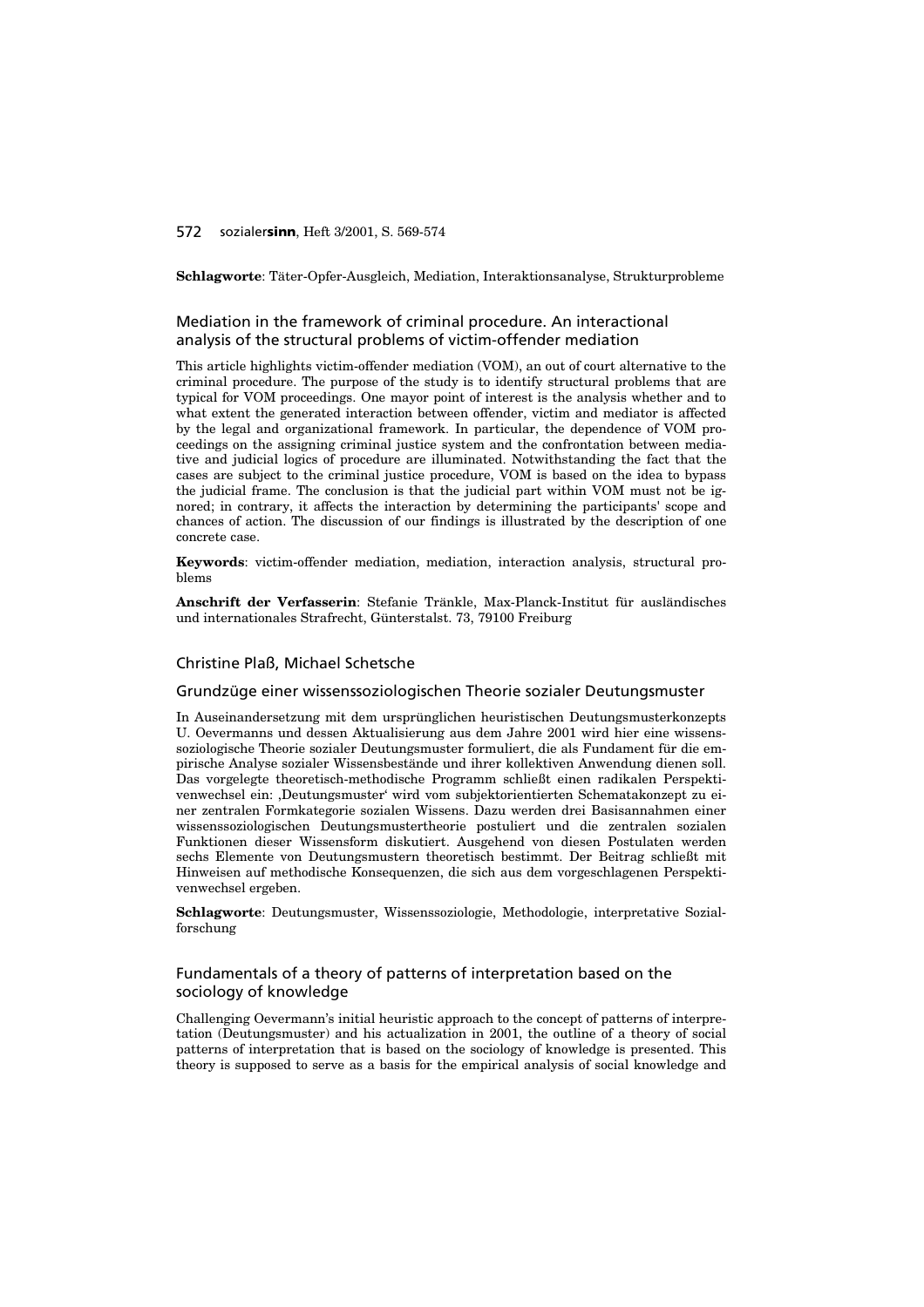**Schlagworte**: Täter-Opfer-Ausgleich, Mediation, Interaktionsanalyse, Strukturprobleme

### Mediation in the framework of criminal procedure. An interactional analysis of the structural problems of victim-offender mediation

This article highlights victim-offender mediation (VOM), an out of court alternative to the criminal procedure. The purpose of the study is to identify structural problems that are typical for VOM proceedings. One mayor point of interest is the analysis whether and to what extent the generated interaction between offender, victim and mediator is affected by the legal and organizational framework. In particular, the dependence of VOM proceedings on the assigning criminal justice system and the confrontation between mediative and judicial logics of procedure are illuminated. Notwithstanding the fact that the cases are subject to the criminal justice procedure, VOM is based on the idea to bypass the judicial frame. The conclusion is that the judicial part within VOM must not be ignored; in contrary, it affects the interaction by determining the participants' scope and chances of action. The discussion of our findings is illustrated by the description of one concrete case.

**Keywords**: victim-offender mediation, mediation, interaction analysis, structural problems

**Anschrift der Verfasserin**: Stefanie Tränkle, Max-Planck-Institut für ausländisches und internationales Strafrecht, Günterstalst. 73, 79100 Freiburg

## Christine Plaß, Michael Schetsche

### Grundzüge einer wissenssoziologischen Theorie sozialer Deutungsmuster

In Auseinandersetzung mit dem ursprünglichen heuristischen Deutungsmusterkonzepts U. Oevermanns und dessen Aktualisierung aus dem Jahre 2001 wird hier eine wissenssoziologische Theorie sozialer Deutungsmuster formuliert, die als Fundament für die empirische Analyse sozialer Wissensbestände und ihrer kollektiven Anwendung dienen soll. Das vorgelegte theoretisch-methodische Programm schließt einen radikalen Perspektivenwechsel ein: ‚Deutungsmuster' wird vom subjektorientierten Schematakonzept zu einer zentralen Formkategorie sozialen Wissens. Dazu werden drei Basisannahmen einer wissenssoziologischen Deutungsmustertheorie postuliert und die zentralen sozialen Funktionen dieser Wissensform diskutiert. Ausgehend von diesen Postulaten werden sechs Elemente von Deutungsmustern theoretisch bestimmt. Der Beitrag schließt mit Hinweisen auf methodische Konsequenzen, die sich aus dem vorgeschlagenen Perspektivenwechsel ergeben.

**Schlagworte**: Deutungsmuster, Wissenssoziologie, Methodologie, interpretative Sozialforschung

### Fundamentals of a theory of patterns of interpretation based on the sociology of knowledge

Challenging Oevermann's initial heuristic approach to the concept of patterns of interpretation (Deutungsmuster) and his actualization in 2001, the outline of a theory of social patterns of interpretation that is based on the sociology of knowledge is presented. This theory is supposed to serve as a basis for the empirical analysis of social knowledge and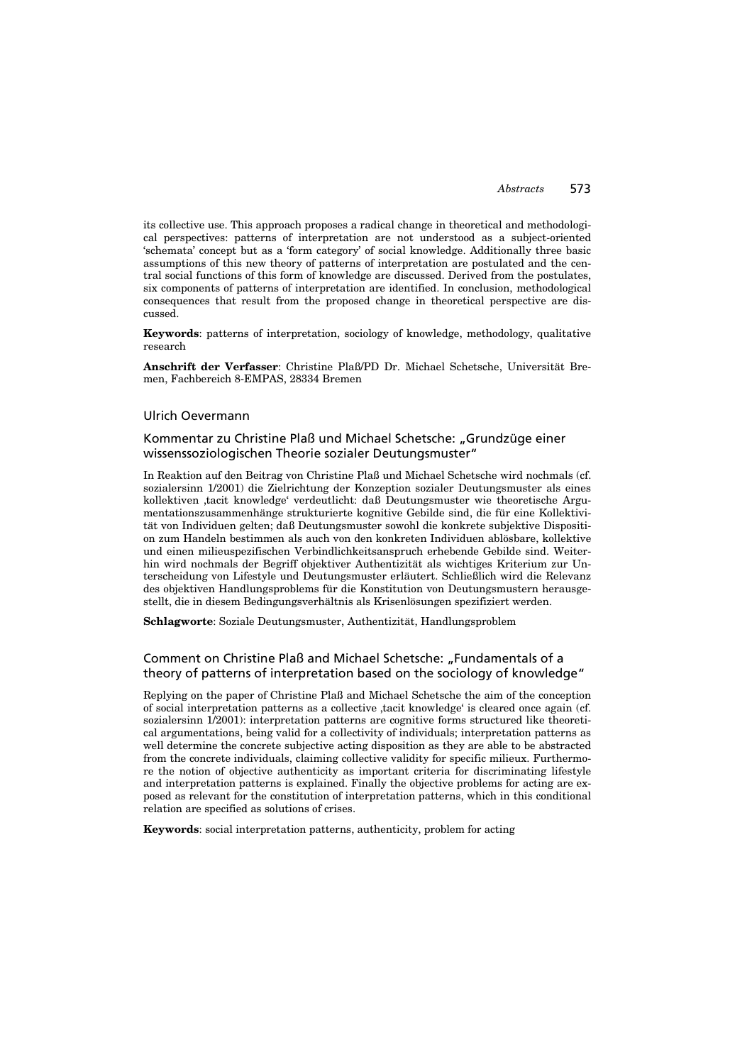its collective use. This approach proposes a radical change in theoretical and methodological perspectives: patterns of interpretation are not understood as a subject-oriented 'schemata' concept but as a 'form category' of social knowledge. Additionally three basic assumptions of this new theory of patterns of interpretation are postulated and the central social functions of this form of knowledge are discussed. Derived from the postulates, six components of patterns of interpretation are identified. In conclusion, methodological consequences that result from the proposed change in theoretical perspective are discussed.

**Keywords**: patterns of interpretation, sociology of knowledge, methodology, qualitative research

**Anschrift der Verfasser**: Christine Plaß/PD Dr. Michael Schetsche, Universität Bremen, Fachbereich 8-EMPAS, 28334 Bremen

## Ulrich Oevermann

### Kommentar zu Christine Plaß und Michael Schetsche: „Grundzüge einer wissenssoziologischen Theorie sozialer Deutungsmuster"

In Reaktion auf den Beitrag von Christine Plaß und Michael Schetsche wird nochmals (cf. sozialersinn 1/2001) die Zielrichtung der Konzeption sozialer Deutungsmuster als eines kollektiven ‚tacit knowledge' verdeutlicht: daß Deutungsmuster wie theoretische Argumentationszusammenhänge strukturierte kognitive Gebilde sind, die für eine Kollektivität von Individuen gelten; daß Deutungsmuster sowohl die konkrete subjektive Disposition zum Handeln bestimmen als auch von den konkreten Individuen ablösbare, kollektive und einen milieuspezifischen Verbindlichkeitsanspruch erhebende Gebilde sind. Weiterhin wird nochmals der Begriff objektiver Authentizität als wichtiges Kriterium zur Unterscheidung von Lifestyle und Deutungsmuster erläutert. Schließlich wird die Relevanz des objektiven Handlungsproblems für die Konstitution von Deutungsmustern herausgestellt, die in diesem Bedingungsverhältnis als Krisenlösungen spezifiziert werden.

**Schlagworte**: Soziale Deutungsmuster, Authentizität, Handlungsproblem

### Comment on Christine Plaß and Michael Schetsche: „Fundamentals of a theory of patterns of interpretation based on the sociology of knowledge"

Replying on the paper of Christine Plaß and Michael Schetsche the aim of the conception of social interpretation patterns as a collective ‚tacit knowledge' is cleared once again (cf. sozialersinn 1/2001): interpretation patterns are cognitive forms structured like theoretical argumentations, being valid for a collectivity of individuals; interpretation patterns as well determine the concrete subjective acting disposition as they are able to be abstracted from the concrete individuals, claiming collective validity for specific milieux. Furthermore the notion of objective authenticity as important criteria for discriminating lifestyle and interpretation patterns is explained. Finally the objective problems for acting are exposed as relevant for the constitution of interpretation patterns, which in this conditional relation are specified as solutions of crises.

**Keywords**: social interpretation patterns, authenticity, problem for acting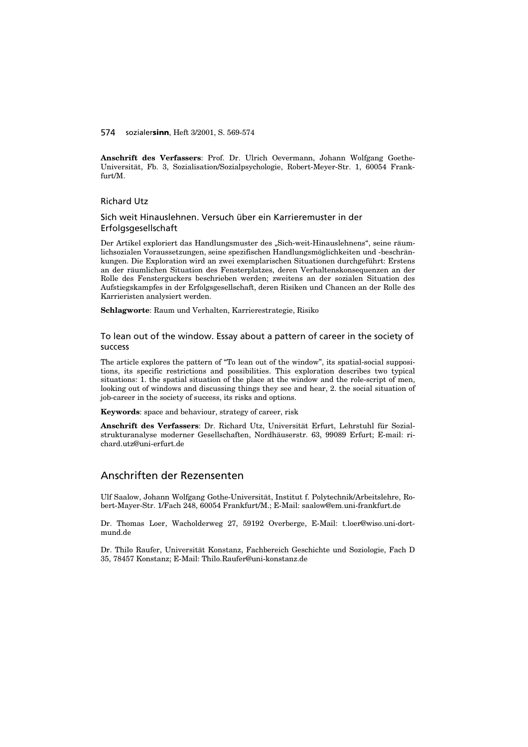**Anschrift des Verfassers**: Prof. Dr. Ulrich Oevermann, Johann Wolfgang Goethe-Universität, Fb. 3, Sozialisation/Sozialpsychologie, Robert-Meyer-Str. 1, 60054 Frankfurt/M.

Richard Utz

### Sich weit Hinauslehnen. Versuch über ein Karrieremuster in der Erfolgsgesellschaft

Der Artikel exploriert das Handlungsmuster des „Sich-weit-Hinauslehnens", seine räumlichsozialen Voraussetzungen, seine spezifischen Handlungsmöglichkeiten und -beschränkungen. Die Exploration wird an zwei exemplarischen Situationen durchgeführt: Erstens an der räumlichen Situation des Fensterplatzes, deren Verhaltenskonsequenzen an der Rolle des Fensterguckers beschrieben werden; zweitens an der sozialen Situation des Aufstiegskampfes in der Erfolgsgesellschaft, deren Risiken und Chancen an der Rolle des Karrieristen analysiert werden.

**Schlagworte**: Raum und Verhalten, Karrierestrategie, Risiko

### To lean out of the window. Essay about a pattern of career in the society of success

The article explores the pattern of "To lean out of the window", its spatial-social suppositions, its specific restrictions and possibilities. This exploration describes two typical situations: 1. the spatial situation of the place at the window and the role-script of men, looking out of windows and discussing things they see and hear, 2. the social situation of job-career in the society of success, its risks and options.

**Keywords**: space and behaviour, strategy of career, risk

**Anschrift des Verfassers**: Dr. Richard Utz, Universität Erfurt, Lehrstuhl für Sozialstrukturanalyse moderner Gesellschaften, Nordhäuserstr. 63, 99089 Erfurt; E-mail: richard.utz@uni-erfurt.de

## Anschriften der Rezensenten

Ulf Saalow, Johann Wolfgang Gothe-Universität, Institut f. Polytechnik/Arbeitslehre, Robert-Mayer-Str. 1/Fach 248, 60054 Frankfurt/M.; E-Mail: saalow@em.uni-frankfurt.de

Dr. Thomas Loer, Wacholderweg 27, 59192 Overberge, E-Mail: t.loer@wiso.uni-dortmund.de

Dr. Thilo Raufer, Universität Konstanz, Fachbereich Geschichte und Soziologie, Fach D 35, 78457 Konstanz; E-Mail: Thilo.Raufer@uni-konstanz.de